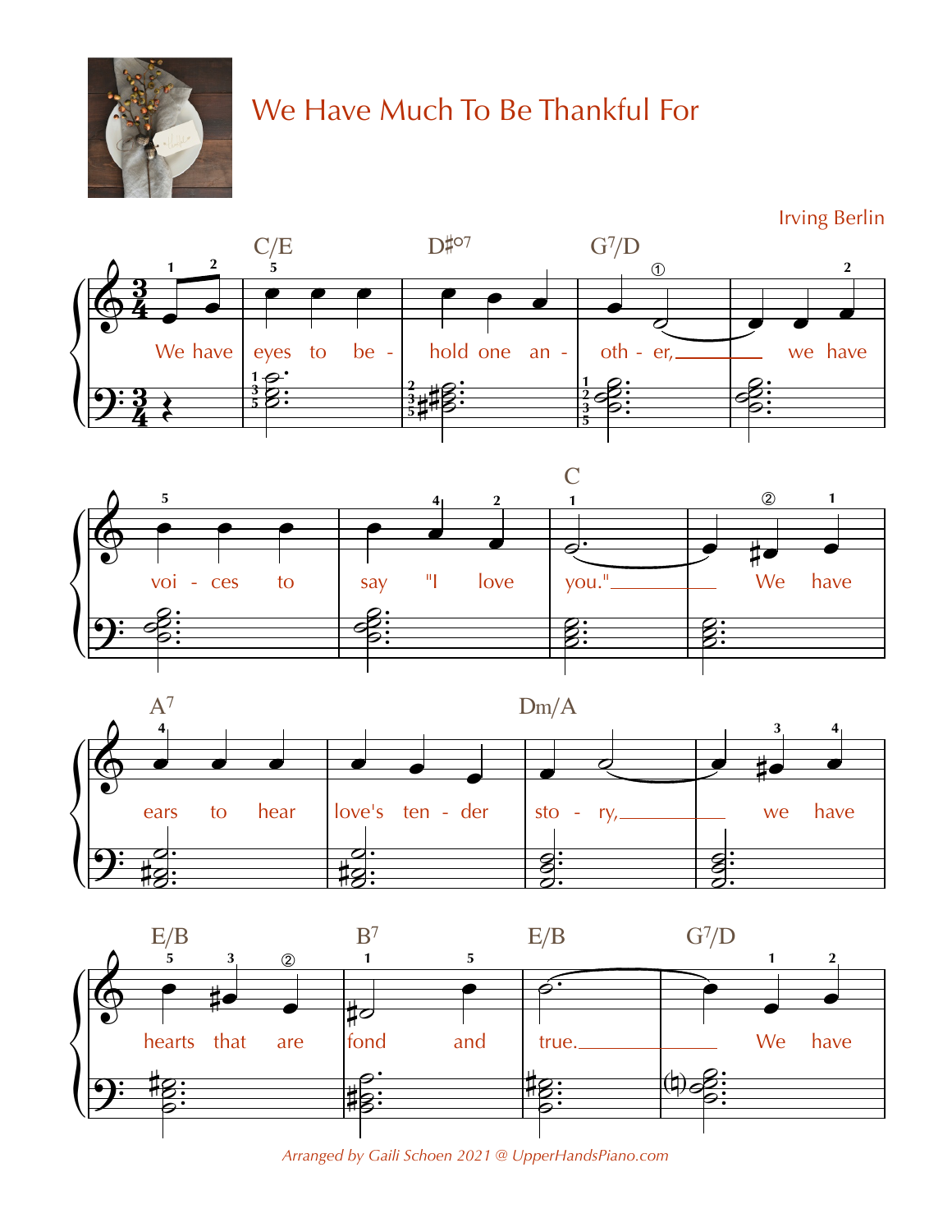# We Have Much To Be Thankful For

Irving Berlin

C/E | D♯o7 | G7/D

We have eyes to be - hold one an - oth - er, we have

voi - ces to say "I love

C

you." We have

A7 | Dm/A

ears to hear love's ten - der sto - ry, we have

E/B | B7 | E/B | G7/D

hearts that are fond and true. We have

*Arranged by Gaili Schoen 2021 @ UpperHandsPiano.com*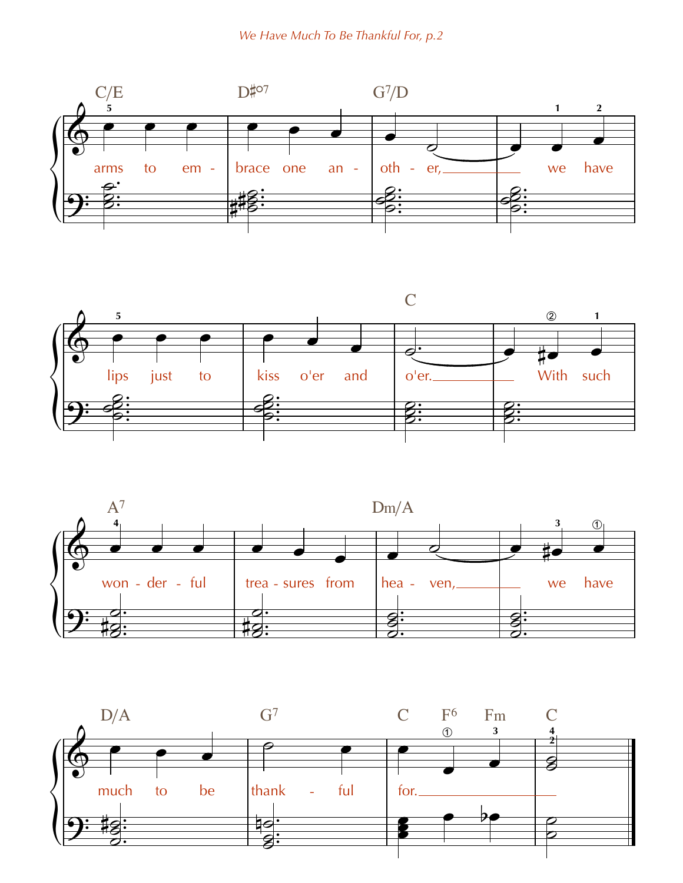C/E D♯°7 G7/D

arms to em - brace one an - oth - er, we have

C

lips just to kiss o'er and o'er. With such

A7 Dm/A

won - der - ful trea - sures from hea - ven, we have

D/A G7 C F6 Fm C

much to be thank - ful for.